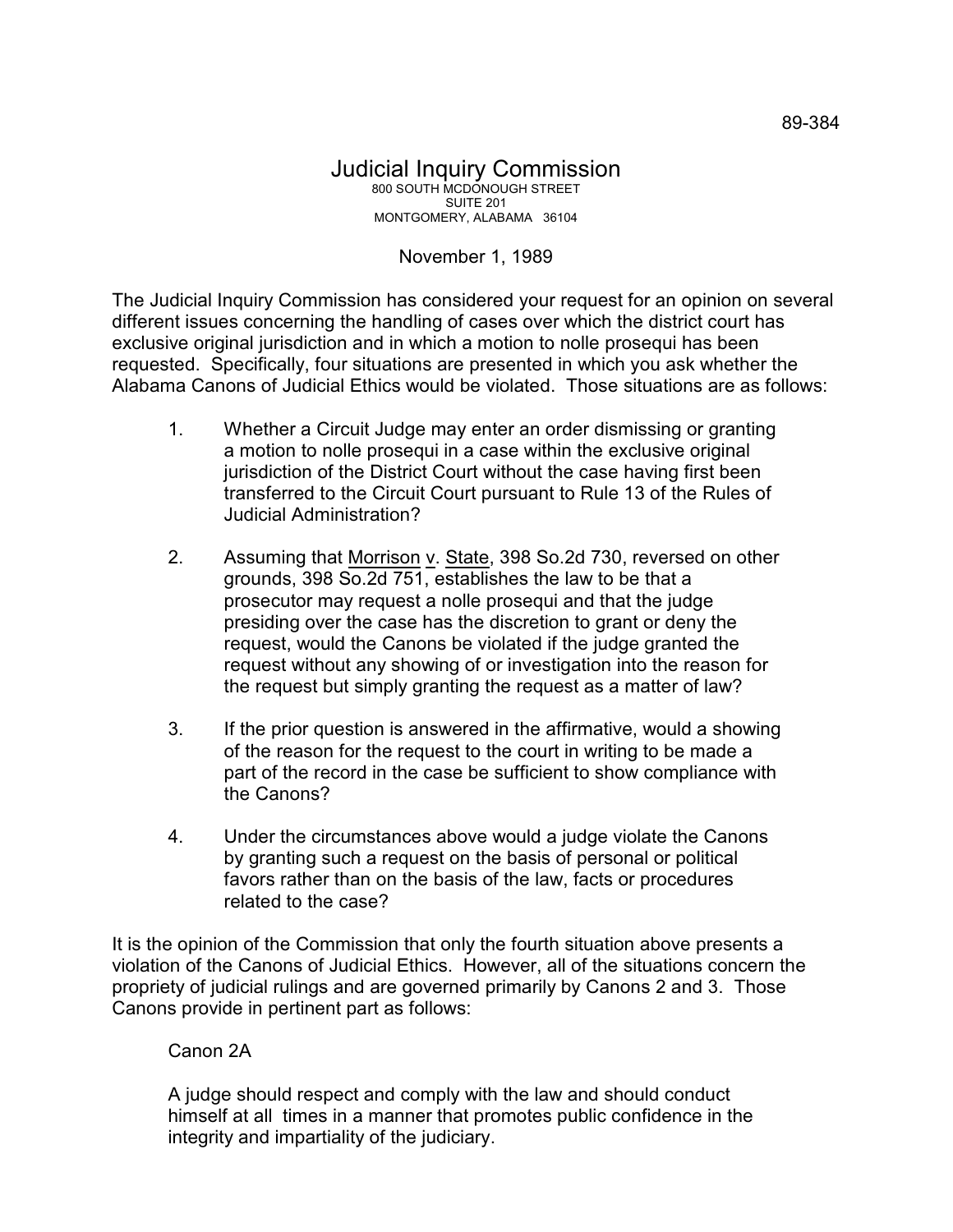89-384

# Judicial Inquiry Commission

800 SOUTH MCDONOUGH STREET
SUITE 201
MONTGOMERY, ALABAMA 36104

November 1, 1989

The Judicial Inquiry Commission has considered your request for an opinion on several different issues concerning the handling of cases over which the district court has exclusive original jurisdiction and in which a motion to nolle prosequi has been requested. Specifically, four situations are presented in which you ask whether the Alabama Canons of Judicial Ethics would be violated. Those situations are as follows:

1. Whether a Circuit Judge may enter an order dismissing or granting a motion to nolle prosequi in a case within the exclusive original jurisdiction of the District Court without the case having first been transferred to the Circuit Court pursuant to Rule 13 of the Rules of Judicial Administration?

2. Assuming that Morrison v. State, 398 So.2d 730, reversed on other grounds, 398 So.2d 751, establishes the law to be that a prosecutor may request a nolle prosequi and that the judge presiding over the case has the discretion to grant or deny the request, would the Canons be violated if the judge granted the request without any showing of or investigation into the reason for the request but simply granting the request as a matter of law?

3. If the prior question is answered in the affirmative, would a showing of the reason for the request to the court in writing to be made a part of the record in the case be sufficient to show compliance with the Canons?

4. Under the circumstances above would a judge violate the Canons by granting such a request on the basis of personal or political favors rather than on the basis of the law, facts or procedures related to the case?

It is the opinion of the Commission that only the fourth situation above presents a violation of the Canons of Judicial Ethics. However, all of the situations concern the propriety of judicial rulings and are governed primarily by Canons 2 and 3. Those Canons provide in pertinent part as follows:

Canon 2A

A judge should respect and comply with the law and should conduct himself at all times in a manner that promotes public confidence in the integrity and impartiality of the judiciary.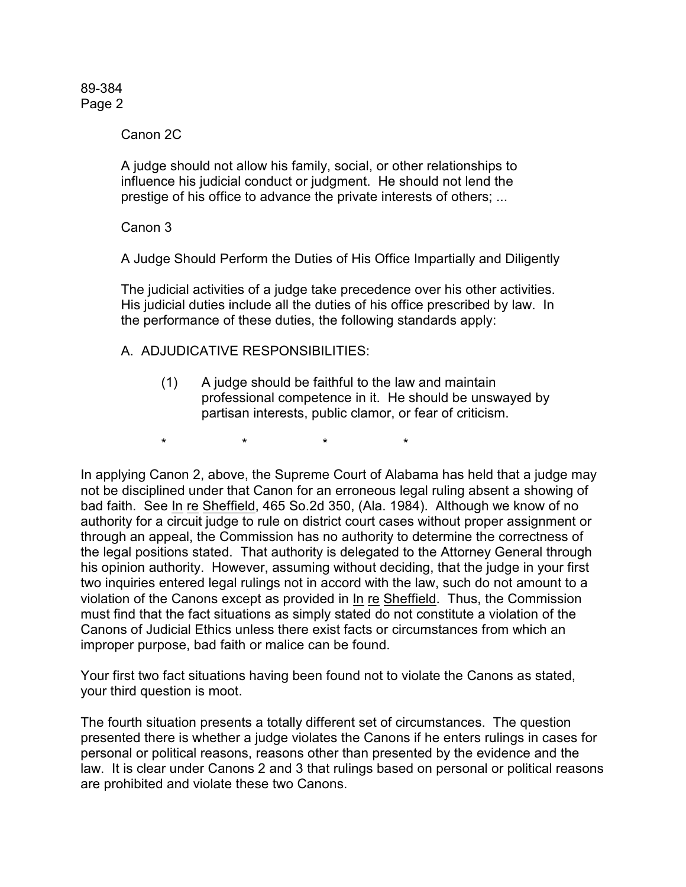Canon 2C

A judge should not allow his family, social, or other relationships to influence his judicial conduct or judgment. He should not lend the prestige of his office to advance the private interests of others; ...

Canon 3

A Judge Should Perform the Duties of His Office Impartially and Diligently

The judicial activities of a judge take precedence over his other activities. His judicial duties include all the duties of his office prescribed by law. In the performance of these duties, the following standards apply:

A. ADJUDICATIVE RESPONSIBILITIES:

(1) A judge should be faithful to the law and maintain professional competence in it. He should be unswayed by partisan interests, public clamor, or fear of criticism.

\* \* \* \*

In applying Canon 2, above, the Supreme Court of Alabama has held that a judge may not be disciplined under that Canon for an erroneous legal ruling absent a showing of bad faith. See In re Sheffield, 465 So.2d 350, (Ala. 1984). Although we know of no authority for a circuit judge to rule on district court cases without proper assignment or through an appeal, the Commission has no authority to determine the correctness of the legal positions stated. That authority is delegated to the Attorney General through his opinion authority. However, assuming without deciding, that the judge in your first two inquiries entered legal rulings not in accord with the law, such do not amount to a violation of the Canons except as provided in In re Sheffield. Thus, the Commission must find that the fact situations as simply stated do not constitute a violation of the Canons of Judicial Ethics unless there exist facts or circumstances from which an improper purpose, bad faith or malice can be found.

Your first two fact situations having been found not to violate the Canons as stated, your third question is moot.

The fourth situation presents a totally different set of circumstances. The question presented there is whether a judge violates the Canons if he enters rulings in cases for personal or political reasons, reasons other than presented by the evidence and the law. It is clear under Canons 2 and 3 that rulings based on personal or political reasons are prohibited and violate these two Canons.